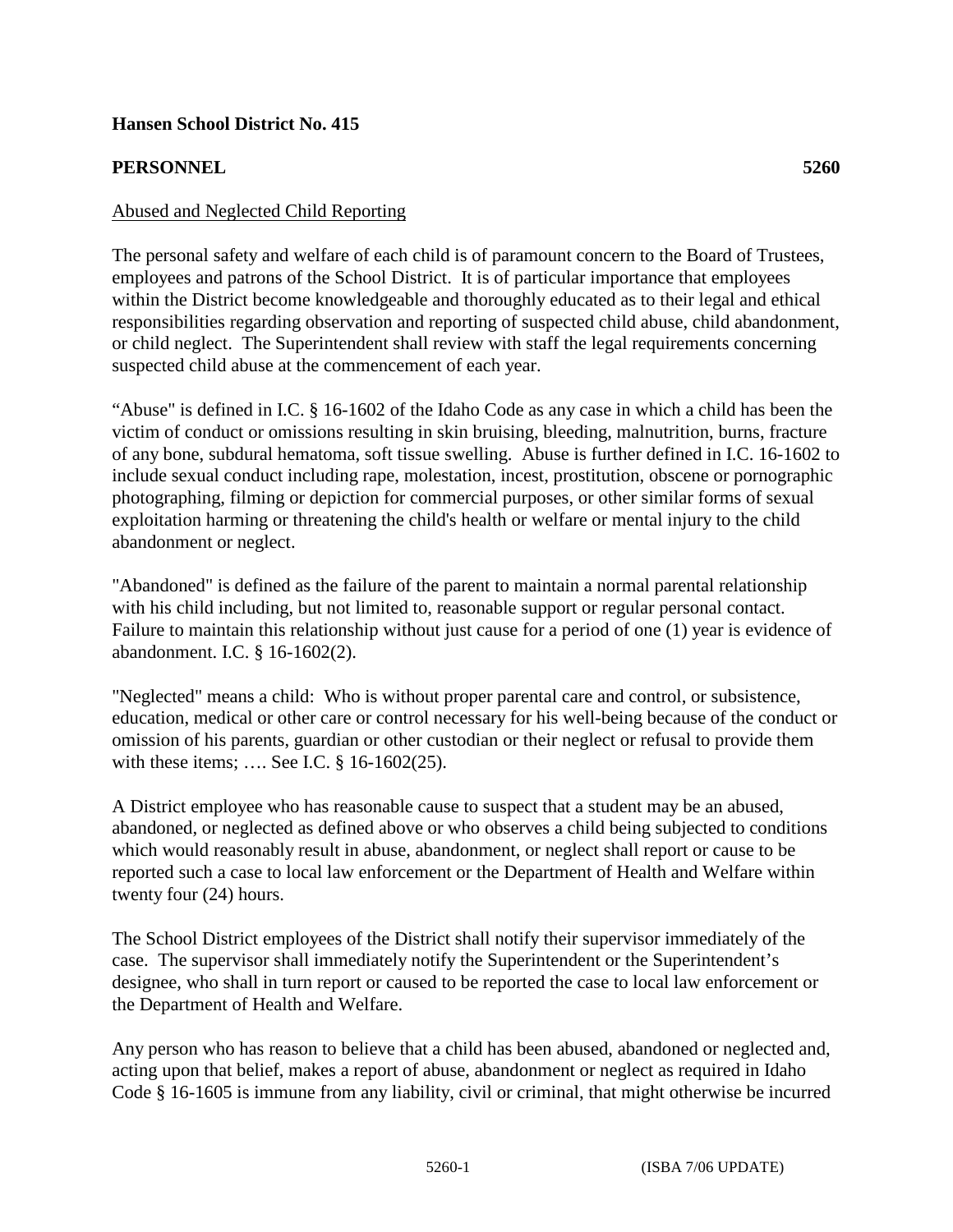**Hansen School District No. 415**

**PERSONNEL** **5260**

Abused and Neglected Child Reporting

The personal safety and welfare of each child is of paramount concern to the Board of Trustees, employees and patrons of the School District. It is of particular importance that employees within the District become knowledgeable and thoroughly educated as to their legal and ethical responsibilities regarding observation and reporting of suspected child abuse, child abandonment, or child neglect. The Superintendent shall review with staff the legal requirements concerning suspected child abuse at the commencement of each year.

"Abuse" is defined in I.C. § 16-1602 of the Idaho Code as any case in which a child has been the victim of conduct or omissions resulting in skin bruising, bleeding, malnutrition, burns, fracture of any bone, subdural hematoma, soft tissue swelling. Abuse is further defined in I.C. 16-1602 to include sexual conduct including rape, molestation, incest, prostitution, obscene or pornographic photographing, filming or depiction for commercial purposes, or other similar forms of sexual exploitation harming or threatening the child's health or welfare or mental injury to the child abandonment or neglect.

"Abandoned" is defined as the failure of the parent to maintain a normal parental relationship with his child including, but not limited to, reasonable support or regular personal contact. Failure to maintain this relationship without just cause for a period of one (1) year is evidence of abandonment. I.C. § 16-1602(2).

"Neglected" means a child: Who is without proper parental care and control, or subsistence, education, medical or other care or control necessary for his well-being because of the conduct or omission of his parents, guardian or other custodian or their neglect or refusal to provide them with these items; …. See I.C. § 16-1602(25).

A District employee who has reasonable cause to suspect that a student may be an abused, abandoned, or neglected as defined above or who observes a child being subjected to conditions which would reasonably result in abuse, abandonment, or neglect shall report or cause to be reported such a case to local law enforcement or the Department of Health and Welfare within twenty four (24) hours.

The School District employees of the District shall notify their supervisor immediately of the case. The supervisor shall immediately notify the Superintendent or the Superintendent's designee, who shall in turn report or caused to be reported the case to local law enforcement or the Department of Health and Welfare.

Any person who has reason to believe that a child has been abused, abandoned or neglected and, acting upon that belief, makes a report of abuse, abandonment or neglect as required in Idaho Code § 16-1605 is immune from any liability, civil or criminal, that might otherwise be incurred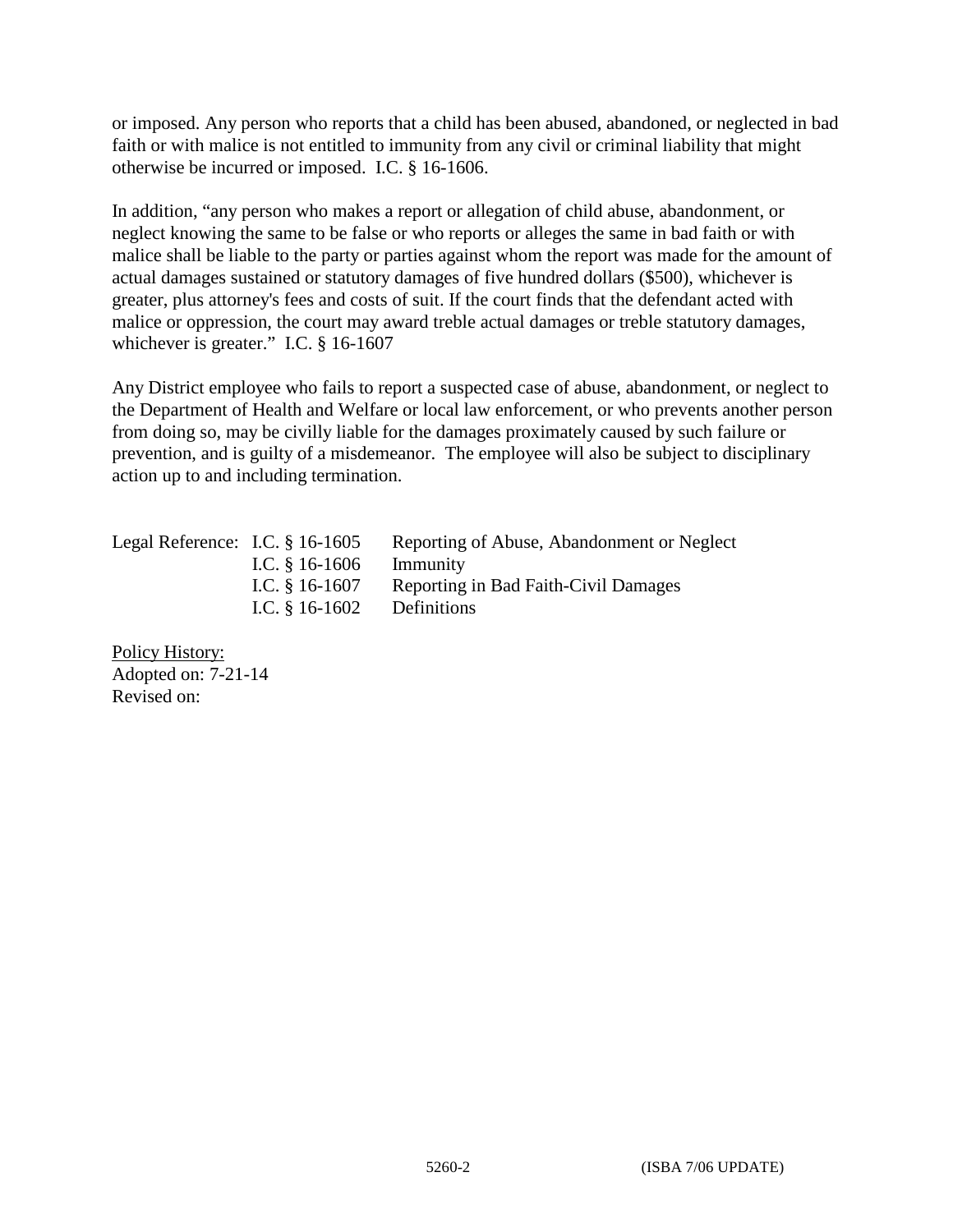or imposed. Any person who reports that a child has been abused, abandoned, or neglected in bad faith or with malice is not entitled to immunity from any civil or criminal liability that might otherwise be incurred or imposed. I.C. § 16-1606.

In addition, "any person who makes a report or allegation of child abuse, abandonment, or neglect knowing the same to be false or who reports or alleges the same in bad faith or with malice shall be liable to the party or parties against whom the report was made for the amount of actual damages sustained or statutory damages of five hundred dollars ($500), whichever is greater, plus attorney's fees and costs of suit. If the court finds that the defendant acted with malice or oppression, the court may award treble actual damages or treble statutory damages, whichever is greater." I.C. § 16-1607

Any District employee who fails to report a suspected case of abuse, abandonment, or neglect to the Department of Health and Welfare or local law enforcement, or who prevents another person from doing so, may be civilly liable for the damages proximately caused by such failure or prevention, and is guilty of a misdemeanor. The employee will also be subject to disciplinary action up to and including termination.

| | | |
|---|---|---|
| Legal Reference: | I.C. § 16-1605 | Reporting of Abuse, Abandonment or Neglect |
| | I.C. § 16-1606 | Immunity |
| | I.C. § 16-1607 | Reporting in Bad Faith-Civil Damages |
| | I.C. § 16-1602 | Definitions |

Policy History:
Adopted on: 7-21-14
Revised on: